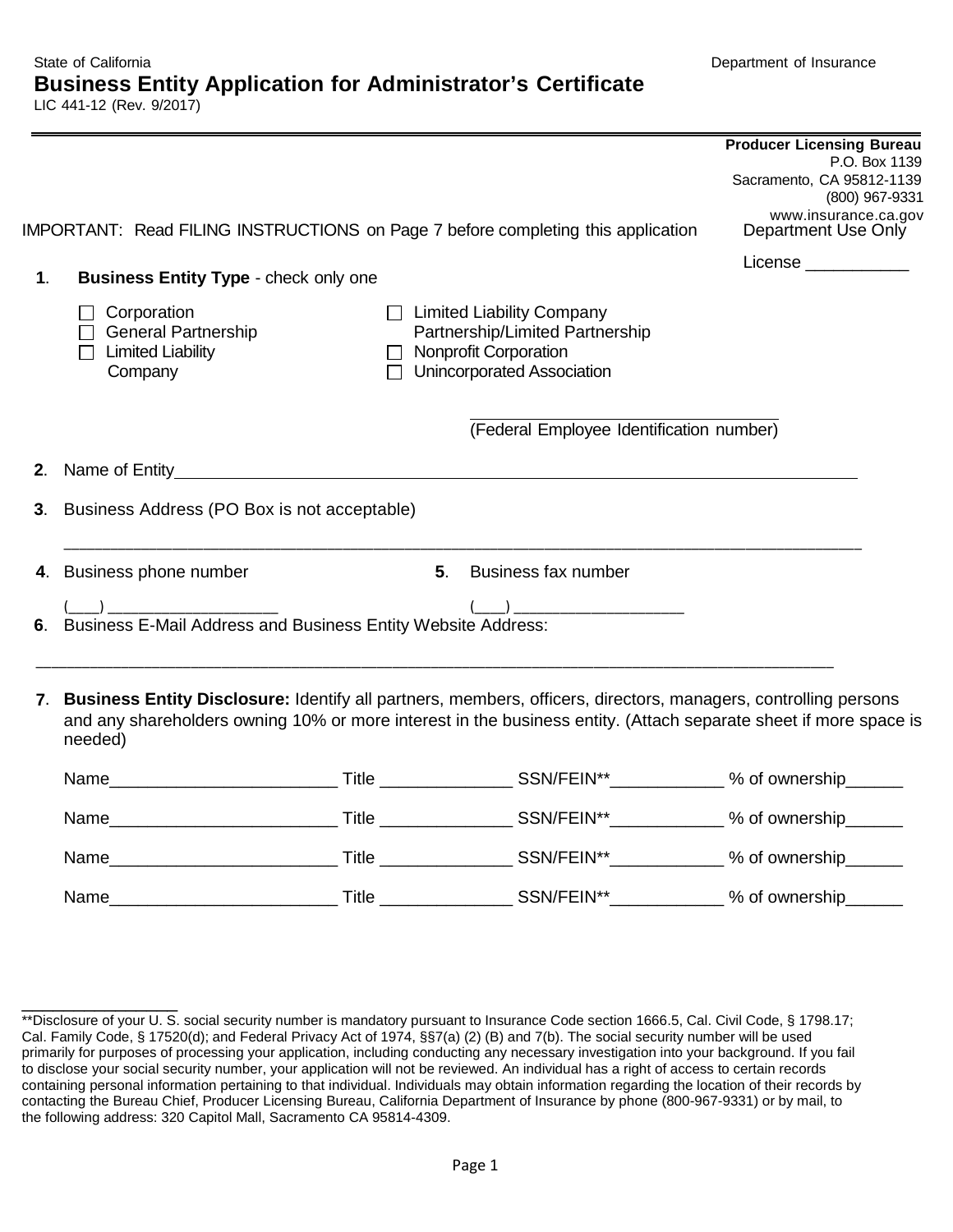State of California

Department of Insurance

# Business Entity Application for Administrator's Certificate

LIC 441-12 (Rev. 9/2017)

**Producer Licensing Bureau**
P.O. Box 1139
Sacramento, CA 95812-1139
(800) 967-9331
www.insurance.ca.gov

IMPORTANT: Read FILING INSTRUCTIONS on Page 7 before completing this application

Department Use Only

License ___________

**1**. **Business Entity Type** - check only one

- ☐ Corporation
- ☐ General Partnership
- ☐ Limited Liability Company
- ☐ Limited Liability Company Partnership/Limited Partnership
- ☐ Nonprofit Corporation
- ☐ Unincorporated Association

_________________________________
(Federal Employee Identification number)

**2**. Name of Entity_______________________________________________________________

**3**. Business Address (PO Box is not acceptable)

_____________________________________________________________________________

**4**. Business phone number

(___) __________________

**5**. Business fax number

(___) __________________

**6**. Business E-Mail Address and Business Entity Website Address:

_____________________________________________________________________________

**7**. **Business Entity Disclosure:** Identify all partners, members, officers, directors, managers, controlling persons and any shareholders owning 10% or more interest in the business entity. (Attach separate sheet if more space is needed)

Name_______________________ Title _____________ SSN/FEIN**___________ % of ownership______

Name_______________________ Title _____________ SSN/FEIN**___________ % of ownership______

Name_______________________ Title _____________ SSN/FEIN**___________ % of ownership______

Name_______________________ Title _____________ SSN/FEIN**___________ % of ownership______

---

**Disclosure of your U. S. social security number is mandatory pursuant to Insurance Code section 1666.5, Cal. Civil Code, § 1798.17; Cal. Family Code, § 17520(d); and Federal Privacy Act of 1974, §§7(a) (2) (B) and 7(b). The social security number will be used primarily for purposes of processing your application, including conducting any necessary investigation into your background. If you fail to disclose your social security number, your application will not be reviewed. An individual has a right of access to certain records containing personal information pertaining to that individual. Individuals may obtain information regarding the location of their records by contacting the Bureau Chief, Producer Licensing Bureau, California Department of Insurance by phone (800-967-9331) or by mail, to the following address: 320 Capitol Mall, Sacramento CA 95814-4309.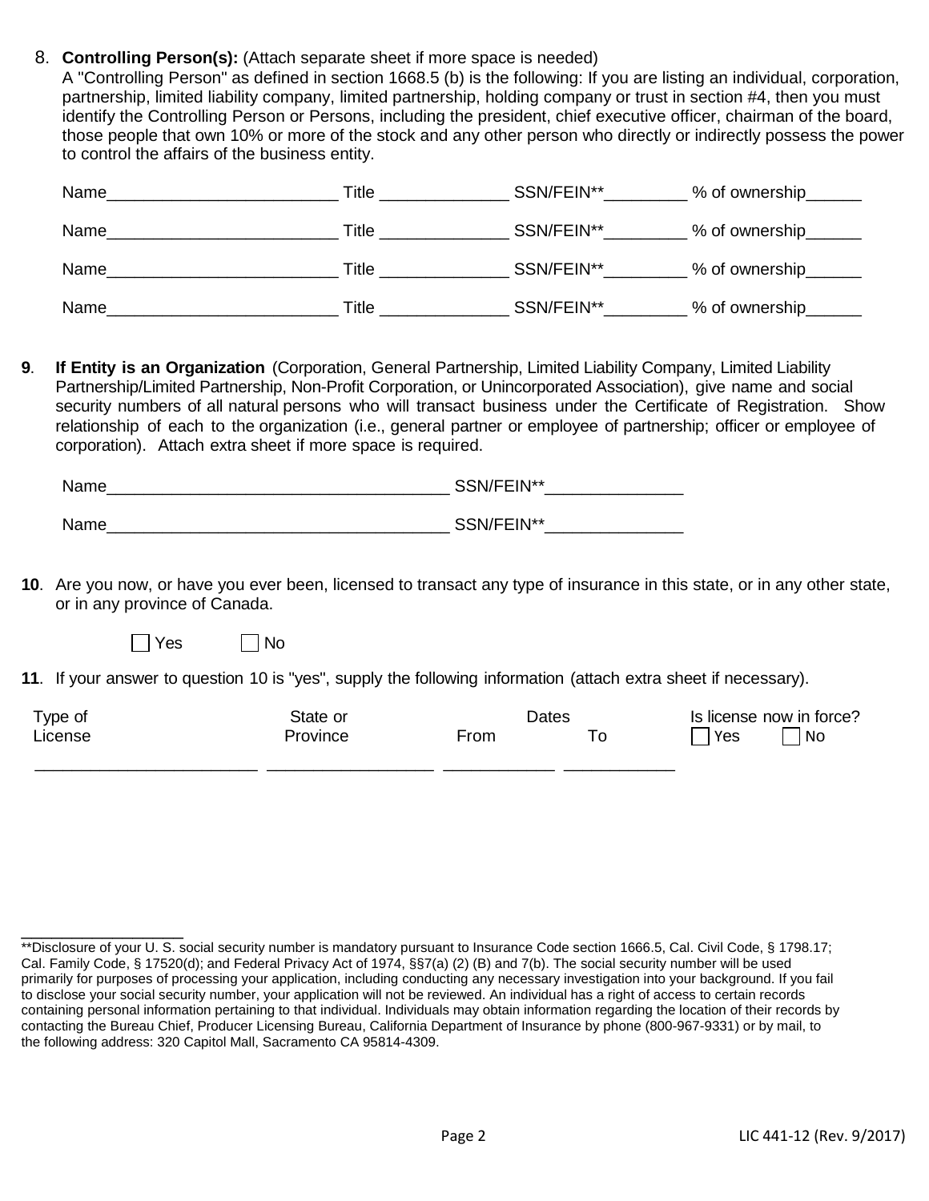8. **Controlling Person(s):** (Attach separate sheet if more space is needed)
   A "Controlling Person" as defined in section 1668.5 (b) is the following: If you are listing an individual, corporation, partnership, limited liability company, limited partnership, holding company or trust in section #4, then you must identify the Controlling Person or Persons, including the president, chief executive officer, chairman of the board, those people that own 10% or more of the stock and any other person who directly or indirectly possess the power to control the affairs of the business entity.

   Name_________________________ Title ______________ SSN/FEIN**_________ % of ownership______

   Name_________________________ Title ______________ SSN/FEIN**_________ % of ownership______

   Name_________________________ Title ______________ SSN/FEIN**_________ % of ownership______

   Name_________________________ Title ______________ SSN/FEIN**_________ % of ownership______

**9**. **If Entity is an Organization** (Corporation, General Partnership, Limited Liability Company, Limited Liability Partnership/Limited Partnership, Non-Profit Corporation, or Unincorporated Association), give name and social security numbers of all natural persons who will transact business under the Certificate of Registration. Show relationship of each to the organization (i.e., general partner or employee of partnership; officer or employee of corporation). Attach extra sheet if more space is required.

   Name_____________________________________ SSN/FEIN**_______________

   Name_____________________________________ SSN/FEIN**_______________

**10**. Are you now, or have you ever been, licensed to transact any type of insurance in this state, or in any other state, or in any province of Canada.

   ☐ Yes ☐ No

**11**. If your answer to question 10 is "yes", supply the following information (attach extra sheet if necessary).

| Type of License | State or Province | Dates From | Dates To | Is license now in force? ☐ Yes ☐ No |
|---|---|---|---|---|
| _______________________ | _________________ | ___________ | ___________ | |

---

**Disclosure of your U. S. social security number is mandatory pursuant to Insurance Code section 1666.5, Cal. Civil Code, § 1798.17; Cal. Family Code, § 17520(d); and Federal Privacy Act of 1974, §§7(a) (2) (B) and 7(b). The social security number will be used primarily for purposes of processing your application, including conducting any necessary investigation into your background. If you fail to disclose your social security number, your application will not be reviewed. An individual has a right of access to certain records containing personal information pertaining to that individual. Individuals may obtain information regarding the location of their records by contacting the Bureau Chief, Producer Licensing Bureau, California Department of Insurance by phone (800-967-9331) or by mail, to the following address: 320 Capitol Mall, Sacramento CA 95814-4309.

LIC 441-12 (Rev. 9/2017)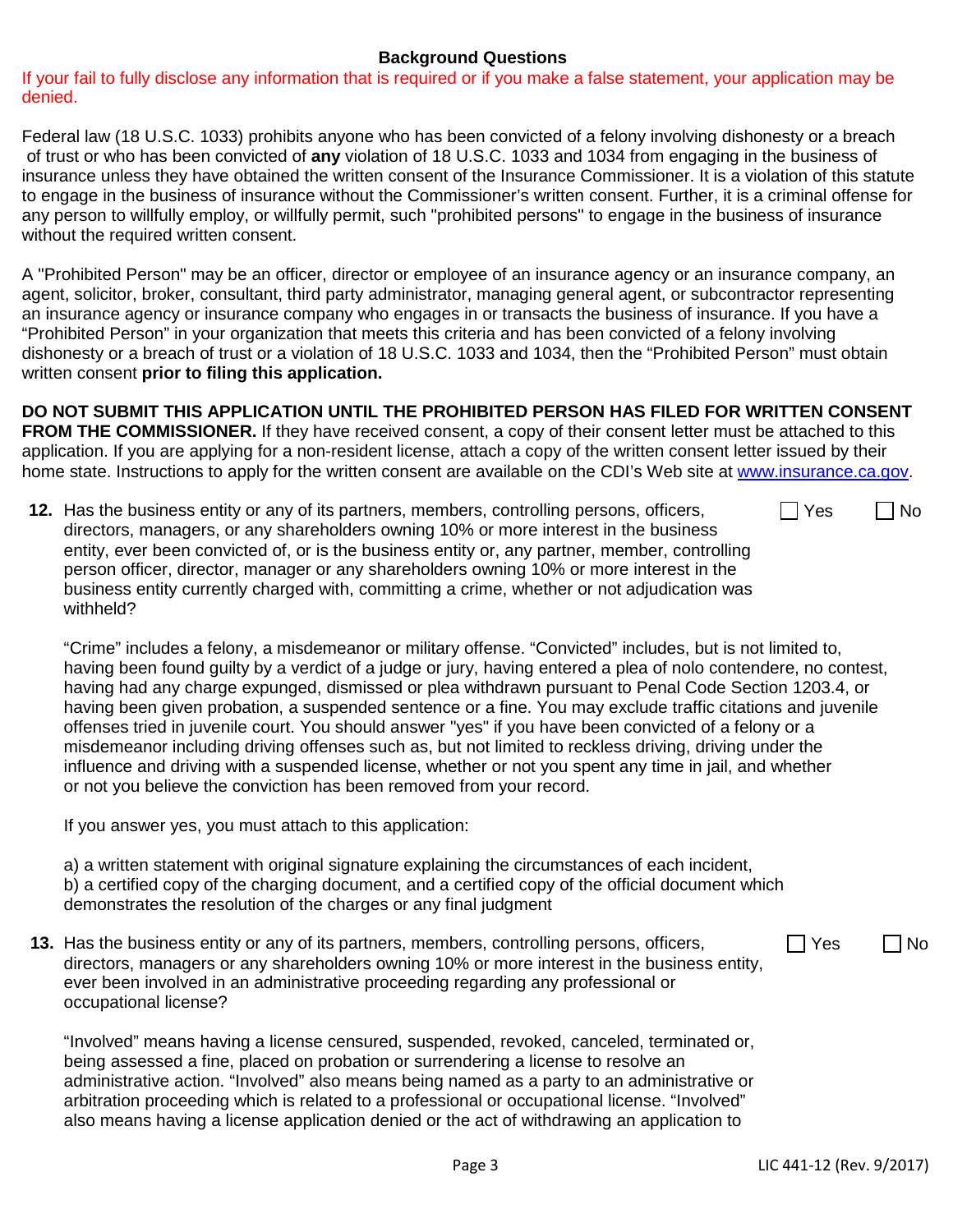## Background Questions

If your fail to fully disclose any information that is required or if you make a false statement, your application may be denied.

Federal law (18 U.S.C. 1033) prohibits anyone who has been convicted of a felony involving dishonesty or a breach of trust or who has been convicted of **any** violation of 18 U.S.C. 1033 and 1034 from engaging in the business of insurance unless they have obtained the written consent of the Insurance Commissioner. It is a violation of this statute to engage in the business of insurance without the Commissioner's written consent. Further, it is a criminal offense for any person to willfully employ, or willfully permit, such "prohibited persons" to engage in the business of insurance without the required written consent.

A "Prohibited Person" may be an officer, director or employee of an insurance agency or an insurance company, an agent, solicitor, broker, consultant, third party administrator, managing general agent, or subcontractor representing an insurance agency or insurance company who engages in or transacts the business of insurance. If you have a "Prohibited Person" in your organization that meets this criteria and has been convicted of a felony involving dishonesty or a breach of trust or a violation of 18 U.S.C. 1033 and 1034, then the "Prohibited Person" must obtain written consent **prior to filing this application.**

**DO NOT SUBMIT THIS APPLICATION UNTIL THE PROHIBITED PERSON HAS FILED FOR WRITTEN CONSENT FROM THE COMMISSIONER.** If they have received consent, a copy of their consent letter must be attached to this application. If you are applying for a non-resident license, attach a copy of the written consent letter issued by their home state. Instructions to apply for the written consent are available on the CDI's Web site at www.insurance.ca.gov.

**12.** Has the business entity or any of its partners, members, controlling persons, officers, directors, managers, or any shareholders owning 10% or more interest in the business entity, ever been convicted of, or is the business entity or, any partner, member, controlling person officer, director, manager or any shareholders owning 10% or more interest in the business entity currently charged with, committing a crime, whether or not adjudication was withheld? ☐ Yes ☐ No

"Crime" includes a felony, a misdemeanor or military offense. "Convicted" includes, but is not limited to, having been found guilty by a verdict of a judge or jury, having entered a plea of nolo contendere, no contest, having had any charge expunged, dismissed or plea withdrawn pursuant to Penal Code Section 1203.4, or having been given probation, a suspended sentence or a fine. You may exclude traffic citations and juvenile offenses tried in juvenile court. You should answer "yes" if you have been convicted of a felony or a misdemeanor including driving offenses such as, but not limited to reckless driving, driving under the influence and driving with a suspended license, whether or not you spent any time in jail, and whether or not you believe the conviction has been removed from your record.

If you answer yes, you must attach to this application:

a) a written statement with original signature explaining the circumstances of each incident,
b) a certified copy of the charging document, and a certified copy of the official document which demonstrates the resolution of the charges or any final judgment

**13.** Has the business entity or any of its partners, members, controlling persons, officers, directors, managers or any shareholders owning 10% or more interest in the business entity, ever been involved in an administrative proceeding regarding any professional or occupational license? ☐ Yes ☐ No

"Involved" means having a license censured, suspended, revoked, canceled, terminated or, being assessed a fine, placed on probation or surrendering a license to resolve an administrative action. "Involved" also means being named as a party to an administrative or arbitration proceeding which is related to a professional or occupational license. "Involved" also means having a license application denied or the act of withdrawing an application to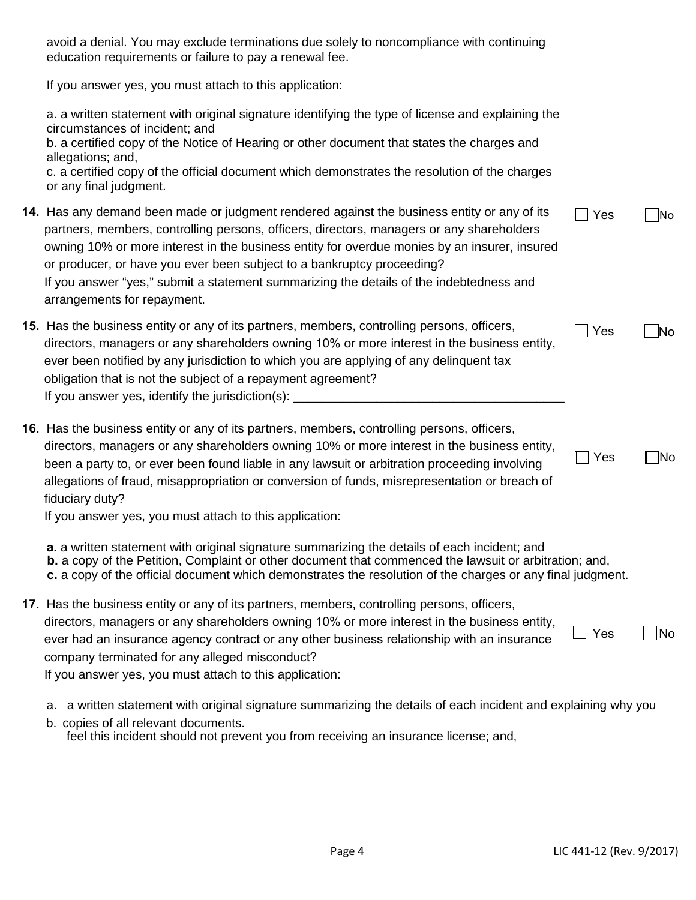avoid a denial. You may exclude terminations due solely to noncompliance with continuing education requirements or failure to pay a renewal fee.

If you answer yes, you must attach to this application:

a. a written statement with original signature identifying the type of license and explaining the circumstances of incident; and
b. a certified copy of the Notice of Hearing or other document that states the charges and allegations; and,
c. a certified copy of the official document which demonstrates the resolution of the charges or any final judgment.

**14.** Has any demand been made or judgment rendered against the business entity or any of its partners, members, controlling persons, officers, directors, managers or any shareholders owning 10% or more interest in the business entity for overdue monies by an insurer, insured or producer, or have you ever been subject to a bankruptcy proceeding? ☐ Yes ☐ No
If you answer "yes," submit a statement summarizing the details of the indebtedness and arrangements for repayment.

**15.** Has the business entity or any of its partners, members, controlling persons, officers, directors, managers or any shareholders owning 10% or more interest in the business entity, ever been notified by any jurisdiction to which you are applying of any delinquent tax obligation that is not the subject of a repayment agreement? ☐ Yes ☐ No
If you answer yes, identify the jurisdiction(s): _______________________________________

**16.** Has the business entity or any of its partners, members, controlling persons, officers, directors, managers or any shareholders owning 10% or more interest in the business entity, been a party to, or ever been found liable in any lawsuit or arbitration proceeding involving allegations of fraud, misappropriation or conversion of funds, misrepresentation or breach of fiduciary duty? ☐ Yes ☐ No
If you answer yes, you must attach to this application:

**a.** a written statement with original signature summarizing the details of each incident; and
**b.** a copy of the Petition, Complaint or other document that commenced the lawsuit or arbitration; and,
**c.** a copy of the official document which demonstrates the resolution of the charges or any final judgment.

**17.** Has the business entity or any of its partners, members, controlling persons, officers, directors, managers or any shareholders owning 10% or more interest in the business entity, ever had an insurance agency contract or any other business relationship with an insurance company terminated for any alleged misconduct? ☐ Yes ☐ No
If you answer yes, you must attach to this application:

a. a written statement with original signature summarizing the details of each incident and explaining why you
b. copies of all relevant documents.
feel this incident should not prevent you from receiving an insurance license; and,

LIC 441-12 (Rev. 9/2017)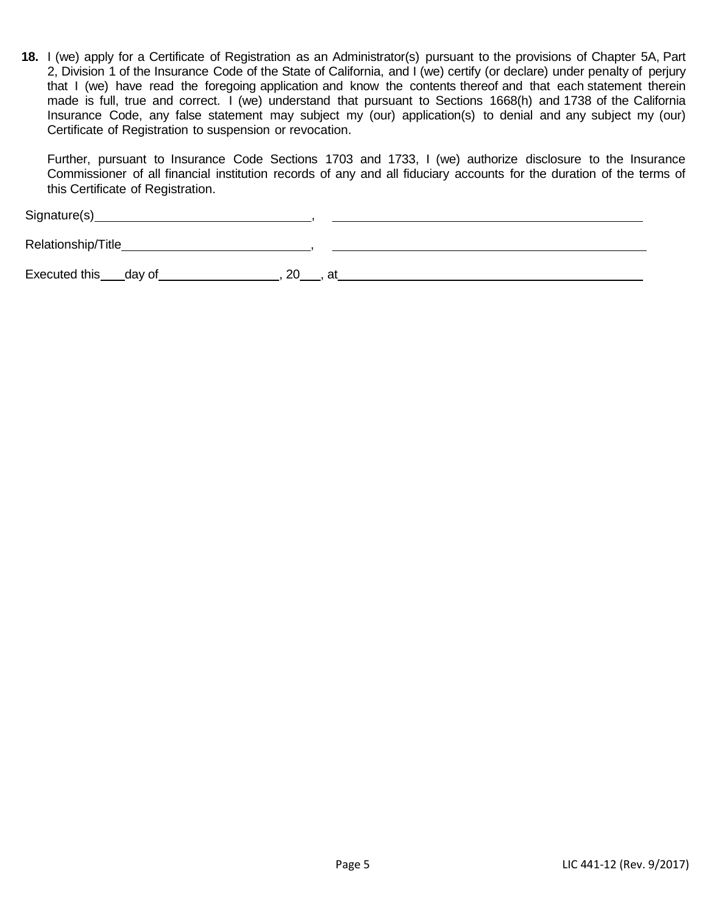**18.** I (we) apply for a Certificate of Registration as an Administrator(s) pursuant to the provisions of Chapter 5A, Part 2, Division 1 of the Insurance Code of the State of California, and I (we) certify (or declare) under penalty of perjury that I (we) have read the foregoing application and know the contents thereof and that each statement therein made is full, true and correct. I (we) understand that pursuant to Sections 1668(h) and 1738 of the California Insurance Code, any false statement may subject my (our) application(s) to denial and any subject my (our) Certificate of Registration to suspension or revocation.

Further, pursuant to Insurance Code Sections 1703 and 1733, I (we) authorize disclosure to the Insurance Commissioner of all financial institution records of any and all fiduciary accounts for the duration of the terms of this Certificate of Registration.

Signature(s)________________________________, ____________________________________________

Relationship/Title____________________________, ____________________________________________

Executed this____day of__________________, 20___, at______________________________________________

LIC 441-12 (Rev. 9/2017)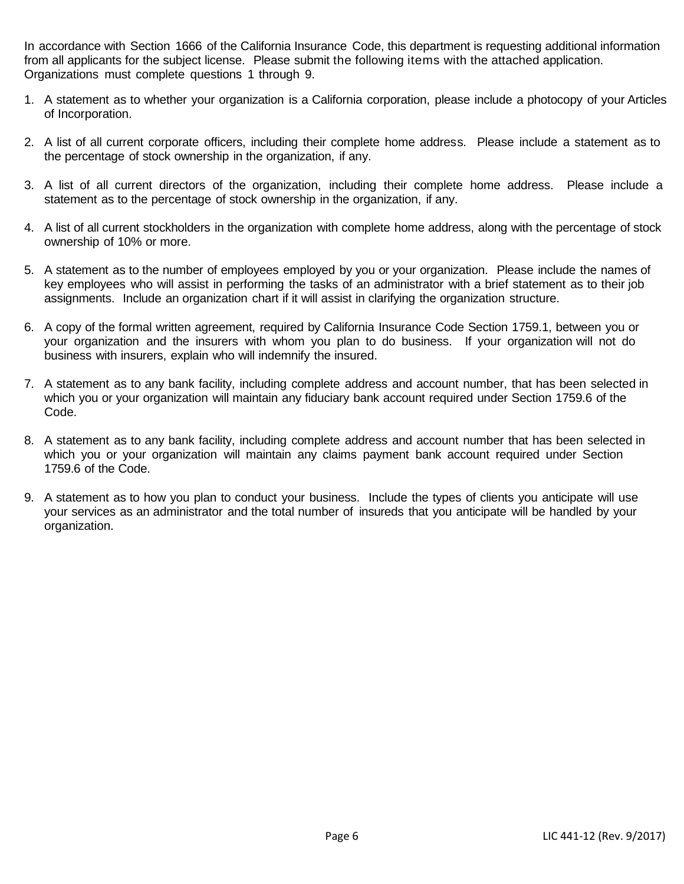In accordance with Section 1666 of the California Insurance Code, this department is requesting additional information from all applicants for the subject license. Please submit the following items with the attached application. Organizations must complete questions 1 through 9.

1. A statement as to whether your organization is a California corporation, please include a photocopy of your Articles of Incorporation.

2. A list of all current corporate officers, including their complete home address. Please include a statement as to the percentage of stock ownership in the organization, if any.

3. A list of all current directors of the organization, including their complete home address. Please include a statement as to the percentage of stock ownership in the organization, if any.

4. A list of all current stockholders in the organization with complete home address, along with the percentage of stock ownership of 10% or more.

5. A statement as to the number of employees employed by you or your organization. Please include the names of key employees who will assist in performing the tasks of an administrator with a brief statement as to their job assignments. Include an organization chart if it will assist in clarifying the organization structure.

6. A copy of the formal written agreement, required by California Insurance Code Section 1759.1, between you or your organization and the insurers with whom you plan to do business. If your organization will not do business with insurers, explain who will indemnify the insured.

7. A statement as to any bank facility, including complete address and account number, that has been selected in which you or your organization will maintain any fiduciary bank account required under Section 1759.6 of the Code.

8. A statement as to any bank facility, including complete address and account number that has been selected in which you or your organization will maintain any claims payment bank account required under Section 1759.6 of the Code.

9. A statement as to how you plan to conduct your business. Include the types of clients you anticipate will use your services as an administrator and the total number of insureds that you anticipate will be handled by your organization.

LIC 441-12 (Rev. 9/2017)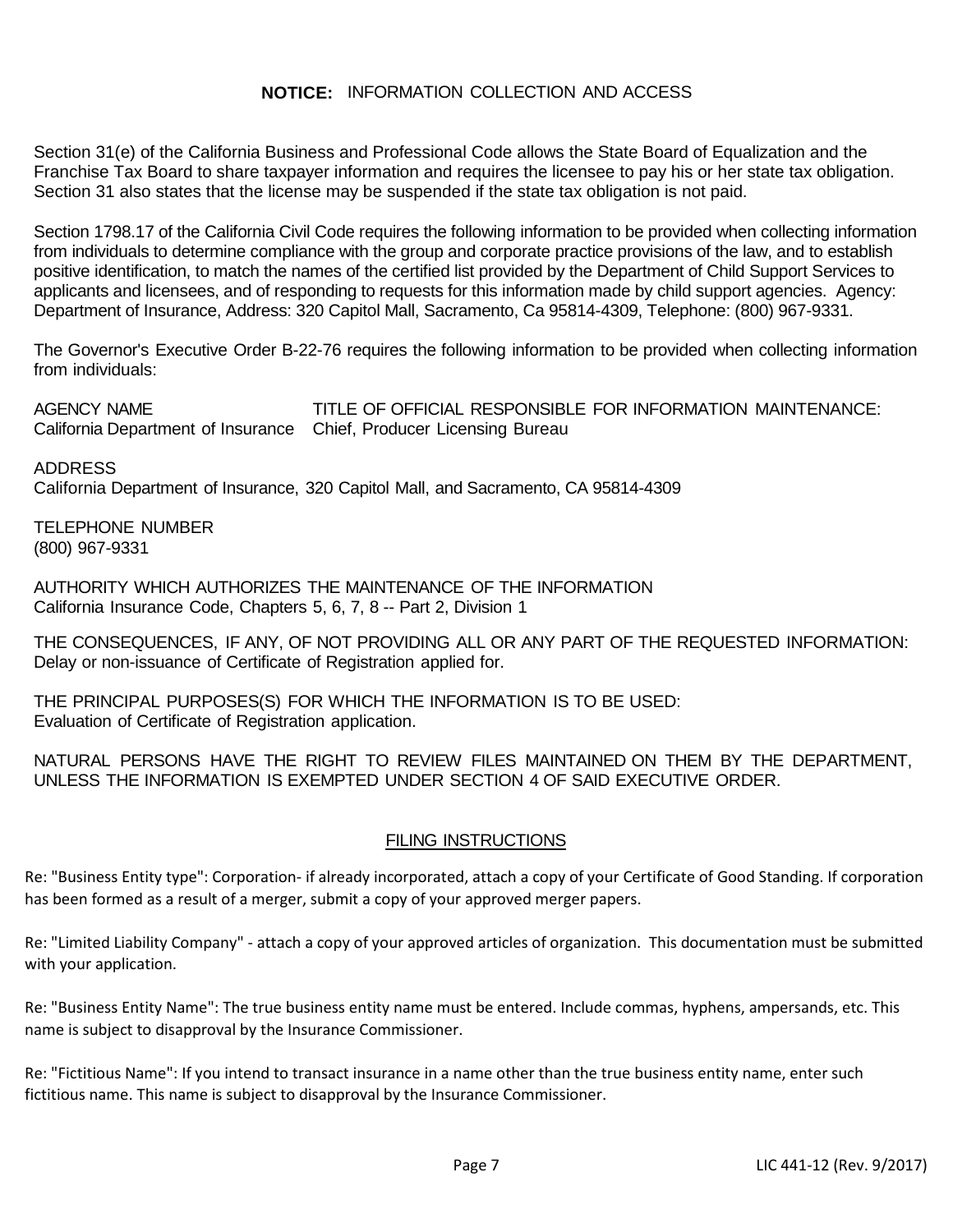## **NOTICE:** INFORMATION COLLECTION AND ACCESS

Section 31(e) of the California Business and Professional Code allows the State Board of Equalization and the Franchise Tax Board to share taxpayer information and requires the licensee to pay his or her state tax obligation. Section 31 also states that the license may be suspended if the state tax obligation is not paid.

Section 1798.17 of the California Civil Code requires the following information to be provided when collecting information from individuals to determine compliance with the group and corporate practice provisions of the law, and to establish positive identification, to match the names of the certified list provided by the Department of Child Support Services to applicants and licensees, and of responding to requests for this information made by child support agencies. Agency: Department of Insurance, Address: 320 Capitol Mall, Sacramento, Ca 95814-4309, Telephone: (800) 967-9331.

The Governor's Executive Order B-22-76 requires the following information to be provided when collecting information from individuals:

| AGENCY NAME | TITLE OF OFFICIAL RESPONSIBLE FOR INFORMATION MAINTENANCE: |
| --- | --- |
| California Department of Insurance | Chief, Producer Licensing Bureau |

ADDRESS
California Department of Insurance, 320 Capitol Mall, and Sacramento, CA 95814-4309

TELEPHONE NUMBER
(800) 967-9331

AUTHORITY WHICH AUTHORIZES THE MAINTENANCE OF THE INFORMATION
California Insurance Code, Chapters 5, 6, 7, 8 -- Part 2, Division 1

THE CONSEQUENCES, IF ANY, OF NOT PROVIDING ALL OR ANY PART OF THE REQUESTED INFORMATION:
Delay or non-issuance of Certificate of Registration applied for.

THE PRINCIPAL PURPOSES(S) FOR WHICH THE INFORMATION IS TO BE USED:
Evaluation of Certificate of Registration application.

NATURAL PERSONS HAVE THE RIGHT TO REVIEW FILES MAINTAINED ON THEM BY THE DEPARTMENT, UNLESS THE INFORMATION IS EXEMPTED UNDER SECTION 4 OF SAID EXECUTIVE ORDER.

## FILING INSTRUCTIONS

Re: "Business Entity type": Corporation- if already incorporated, attach a copy of your Certificate of Good Standing. If corporation has been formed as a result of a merger, submit a copy of your approved merger papers.

Re: "Limited Liability Company" - attach a copy of your approved articles of organization. This documentation must be submitted with your application.

Re: "Business Entity Name": The true business entity name must be entered. Include commas, hyphens, ampersands, etc. This name is subject to disapproval by the Insurance Commissioner.

Re: "Fictitious Name": If you intend to transact insurance in a name other than the true business entity name, enter such fictitious name. This name is subject to disapproval by the Insurance Commissioner.

LIC 441-12 (Rev. 9/2017)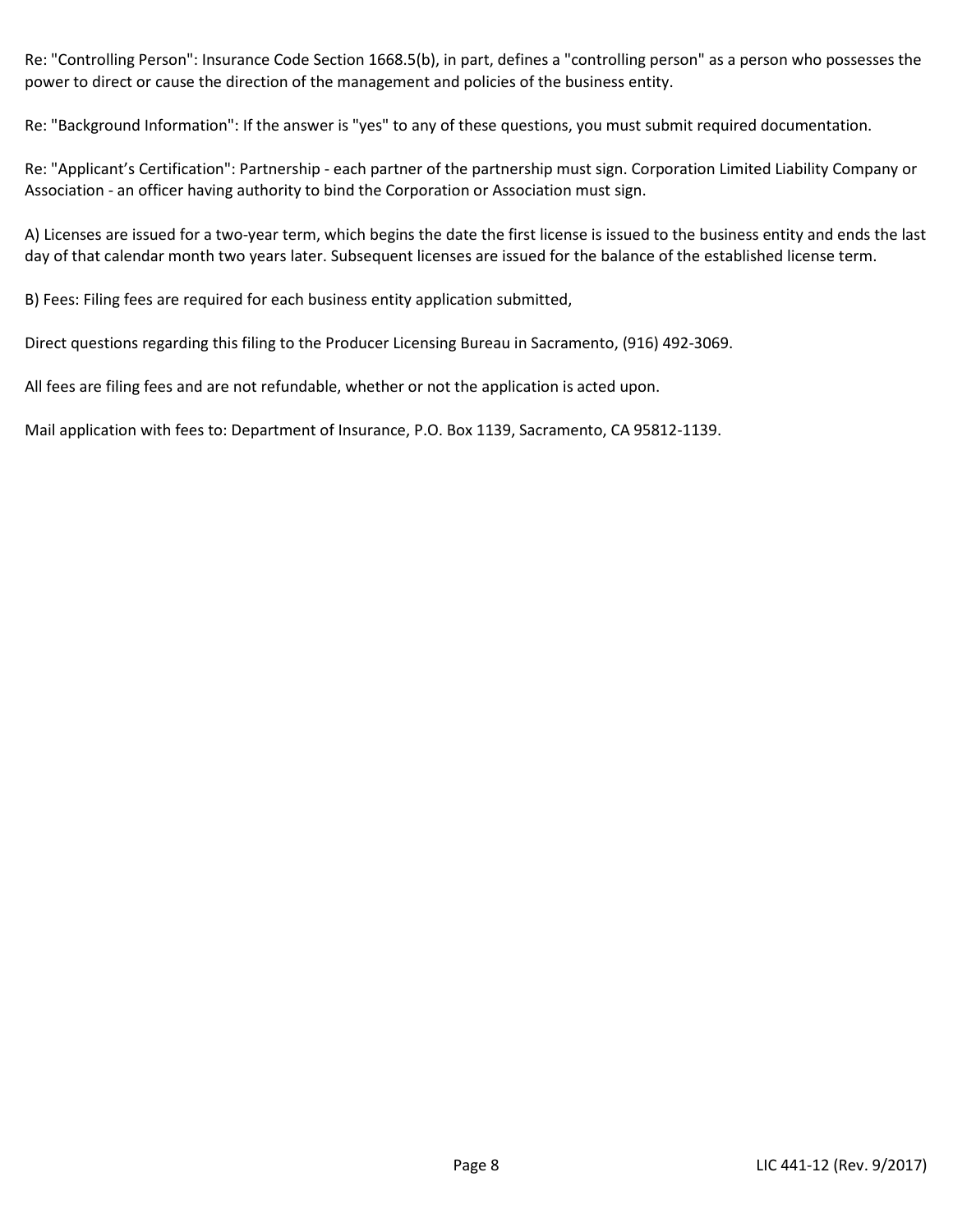Re: "Controlling Person": Insurance Code Section 1668.5(b), in part, defines a "controlling person" as a person who possesses the power to direct or cause the direction of the management and policies of the business entity.

Re: "Background Information": If the answer is "yes" to any of these questions, you must submit required documentation.

Re: "Applicant's Certification": Partnership - each partner of the partnership must sign. Corporation Limited Liability Company or Association - an officer having authority to bind the Corporation or Association must sign.

A) Licenses are issued for a two-year term, which begins the date the first license is issued to the business entity and ends the last day of that calendar month two years later. Subsequent licenses are issued for the balance of the established license term.

B) Fees: Filing fees are required for each business entity application submitted,

Direct questions regarding this filing to the Producer Licensing Bureau in Sacramento, (916) 492-3069.

All fees are filing fees and are not refundable, whether or not the application is acted upon.

Mail application with fees to: Department of Insurance, P.O. Box 1139, Sacramento, CA 95812-1139.